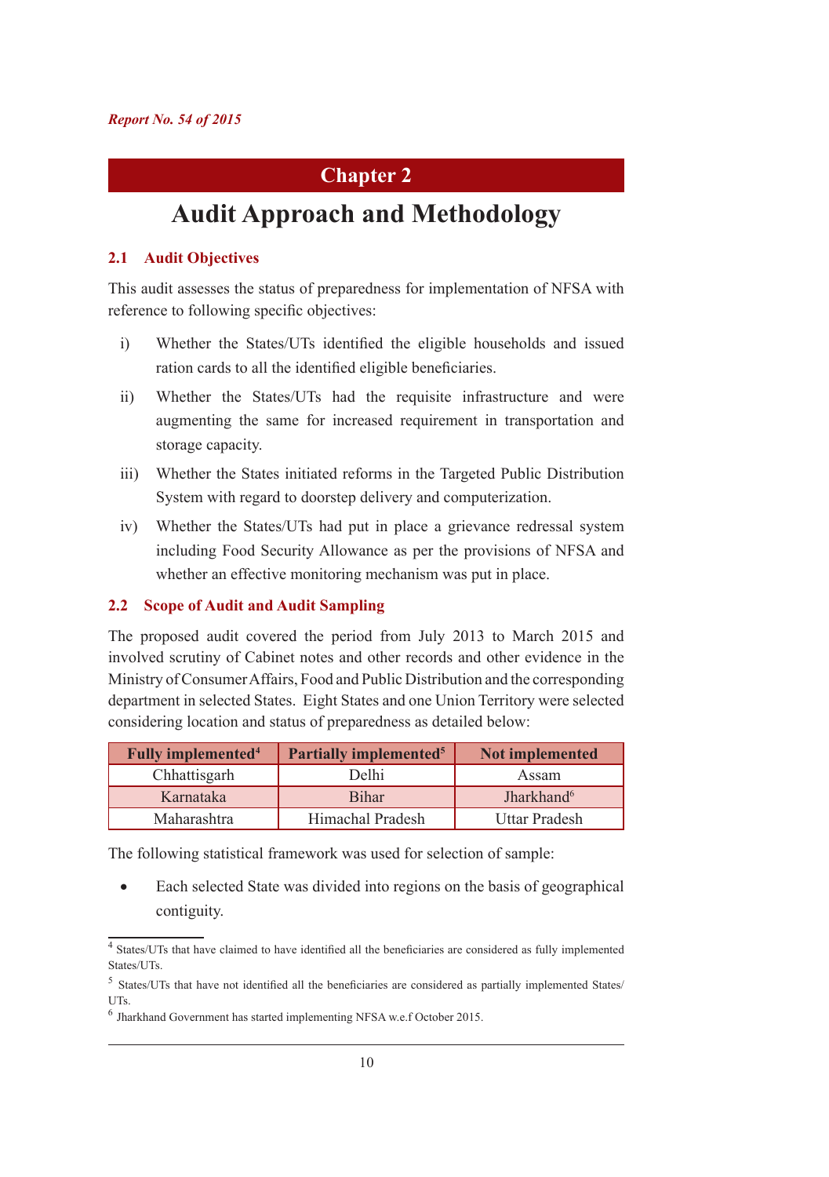# Chapter 2

# Audit Approach and Methodology

## 2.1 Audit Objectives

This audit assesses the status of preparedness for implementation of NFSA with reference to following specific objectives:

i) Whether the States/UTs identified the eligible households and issued ration cards to all the identified eligible beneficiaries.

ii) Whether the States/UTs had the requisite infrastructure and were augmenting the same for increased requirement in transportation and storage capacity.

iii) Whether the States initiated reforms in the Targeted Public Distribution System with regard to doorstep delivery and computerization.

iv) Whether the States/UTs had put in place a grievance redressal system including Food Security Allowance as per the provisions of NFSA and whether an effective monitoring mechanism was put in place.

## 2.2 Scope of Audit and Audit Sampling

The proposed audit covered the period from July 2013 to March 2015 and involved scrutiny of Cabinet notes and other records and other evidence in the Ministry of Consumer Affairs, Food and Public Distribution and the corresponding department in selected States. Eight States and one Union Territory were selected considering location and status of preparedness as detailed below:

| Fully implemented[4] | Partially implemented[5] | Not implemented |
|---|---|---|
| Chhattisgarh | Delhi | Assam |
| Karnataka | Bihar | Jharkhand[6] |
| Maharashtra | Himachal Pradesh | Uttar Pradesh |

The following statistical framework was used for selection of sample:

- Each selected State was divided into regions on the basis of geographical contiguity.

---

[4] States/UTs that have claimed to have identified all the beneficiaries are considered as fully implemented States/UTs.

[5] States/UTs that have not identified all the beneficiaries are considered as partially implemented States/UTs.

[6] Jharkhand Government has started implementing NFSA w.e.f October 2015.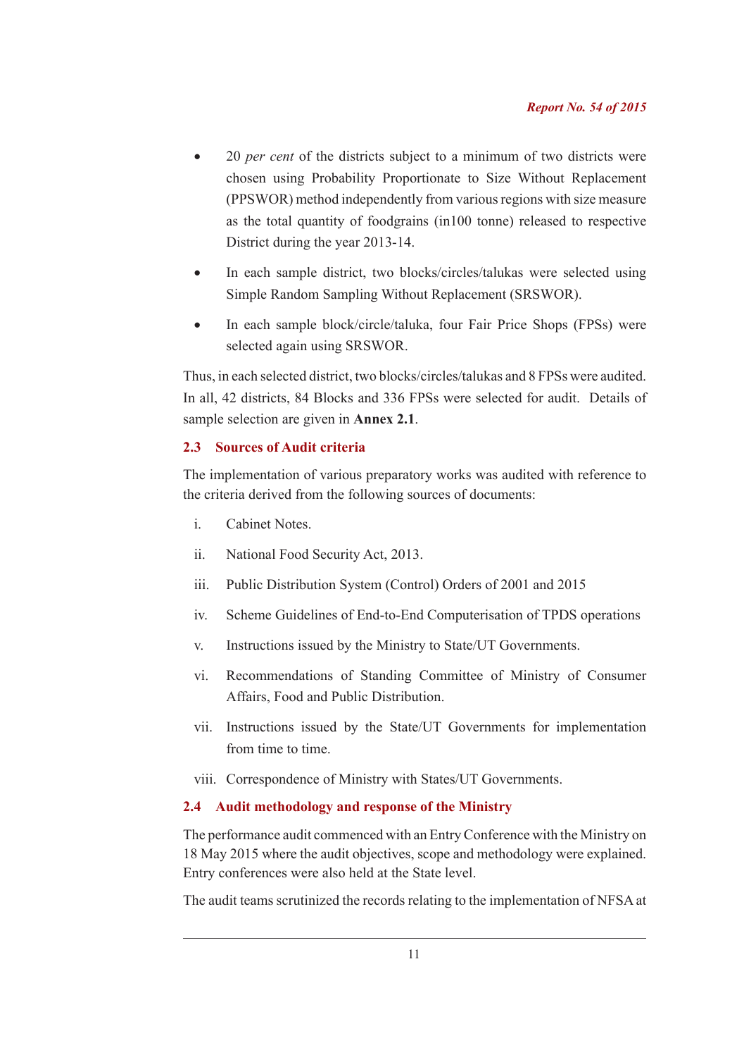- 20 *per cent* of the districts subject to a minimum of two districts were chosen using Probability Proportionate to Size Without Replacement (PPSWOR) method independently from various regions with size measure as the total quantity of foodgrains (in100 tonne) released to respective District during the year 2013-14.
- In each sample district, two blocks/circles/talukas were selected using Simple Random Sampling Without Replacement (SRSWOR).
- In each sample block/circle/taluka, four Fair Price Shops (FPSs) were selected again using SRSWOR.

Thus, in each selected district, two blocks/circles/talukas and 8 FPSs were audited. In all, 42 districts, 84 Blocks and 336 FPSs were selected for audit. Details of sample selection are given in **Annex 2.1**.

### 2.3 Sources of Audit criteria

The implementation of various preparatory works was audited with reference to the criteria derived from the following sources of documents:

i. Cabinet Notes.

ii. National Food Security Act, 2013.

iii. Public Distribution System (Control) Orders of 2001 and 2015

iv. Scheme Guidelines of End-to-End Computerisation of TPDS operations

v. Instructions issued by the Ministry to State/UT Governments.

vi. Recommendations of Standing Committee of Ministry of Consumer Affairs, Food and Public Distribution.

vii. Instructions issued by the State/UT Governments for implementation from time to time.

viii. Correspondence of Ministry with States/UT Governments.

### 2.4 Audit methodology and response of the Ministry

The performance audit commenced with an Entry Conference with the Ministry on 18 May 2015 where the audit objectives, scope and methodology were explained. Entry conferences were also held at the State level.

The audit teams scrutinized the records relating to the implementation of NFSA at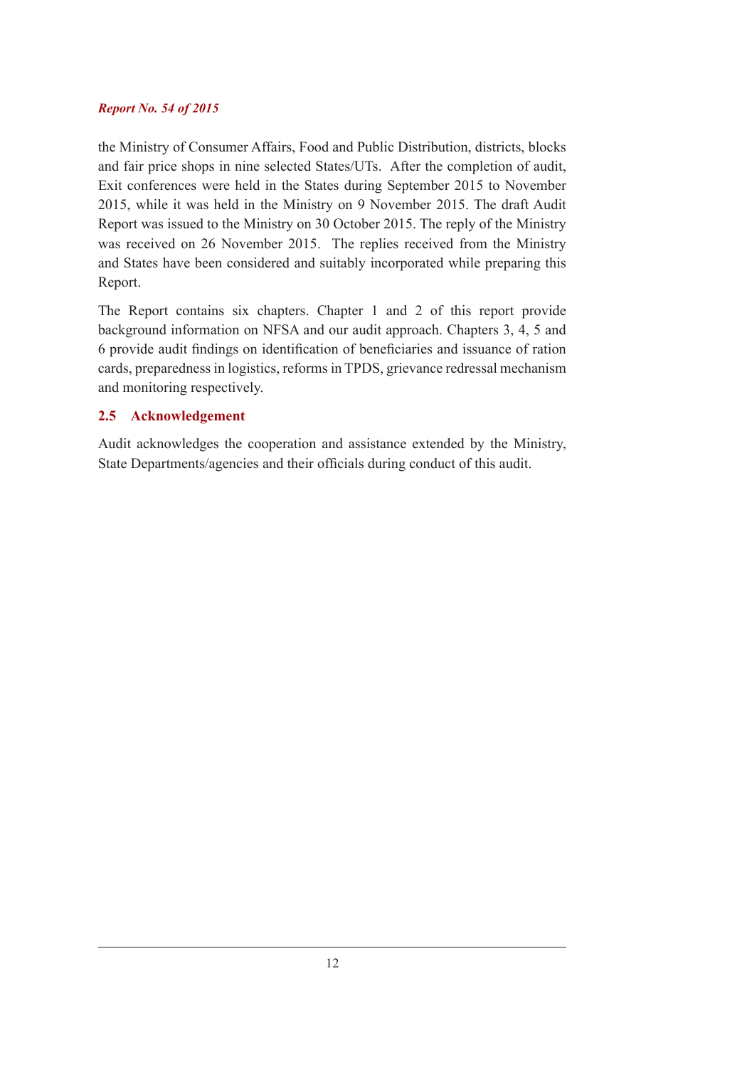the Ministry of Consumer Affairs, Food and Public Distribution, districts, blocks and fair price shops in nine selected States/UTs. After the completion of audit, Exit conferences were held in the States during September 2015 to November 2015, while it was held in the Ministry on 9 November 2015. The draft Audit Report was issued to the Ministry on 30 October 2015. The reply of the Ministry was received on 26 November 2015. The replies received from the Ministry and States have been considered and suitably incorporated while preparing this Report.

The Report contains six chapters. Chapter 1 and 2 of this report provide background information on NFSA and our audit approach. Chapters 3, 4, 5 and 6 provide audit findings on identification of beneficiaries and issuance of ration cards, preparedness in logistics, reforms in TPDS, grievance redressal mechanism and monitoring respectively.

## 2.5 Acknowledgement

Audit acknowledges the cooperation and assistance extended by the Ministry, State Departments/agencies and their officials during conduct of this audit.